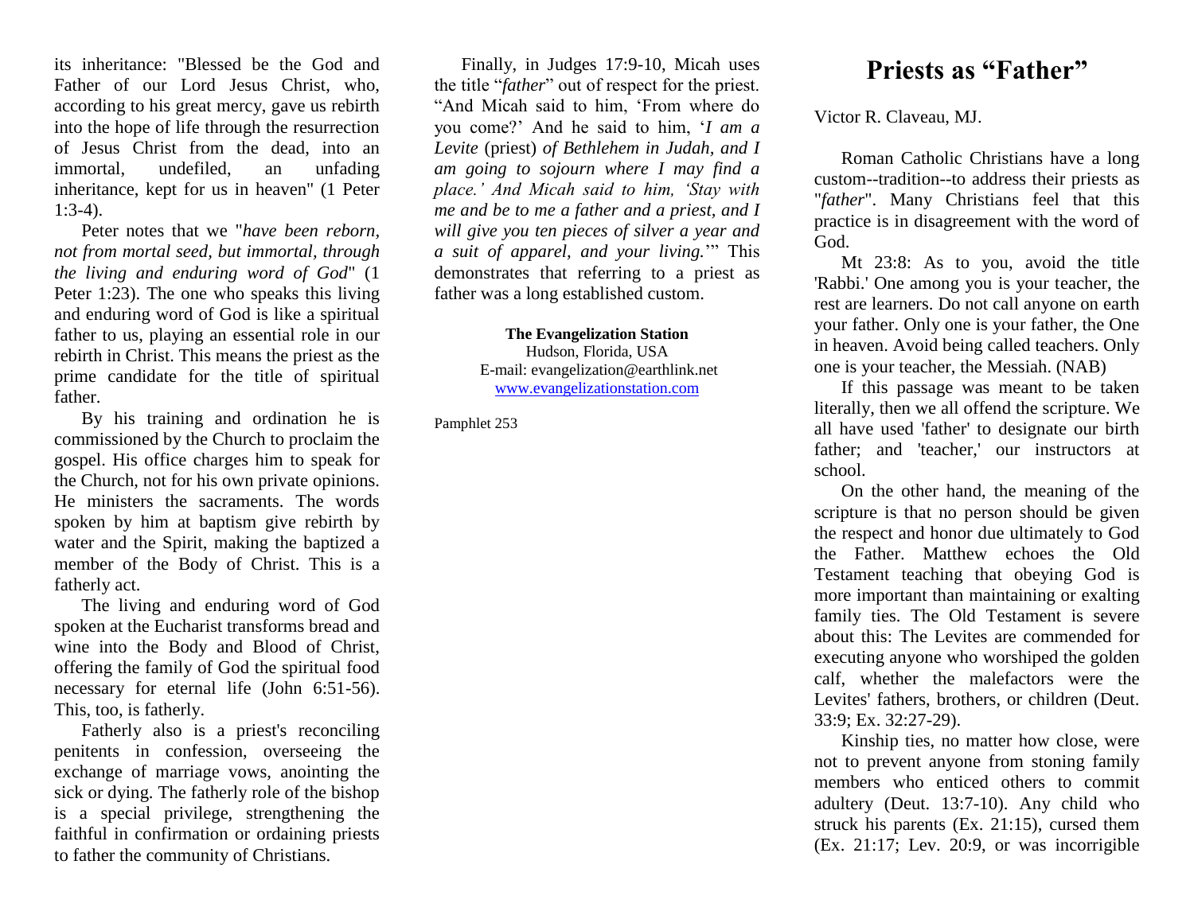its inheritance: "Blessed be the God and Father of our Lord Jesus Christ, who, according to his great mercy, gave us rebirth into the hope of life through the resurrection of Jesus Christ from the dead, into an immortal, undefiled, an unfading inheritance, kept for us in heaven" (1 Peter 1:3-4).

Peter notes that we "*have been reborn, not from mortal seed, but immortal, through the living and enduring word of God*" (1 Peter 1:23). The one who speaks this living and enduring word of God is like a spiritual father to us, playing an essential role in our rebirth in Christ. This means the priest as the prime candidate for the title of spiritual father.

By his training and ordination he is commissioned by the Church to proclaim the gospel. His office charges him to speak for the Church, not for his own private opinions. He ministers the sacraments. The words spoken by him at baptism give rebirth by water and the Spirit, making the baptized a member of the Body of Christ. This is a fatherly act.

The living and enduring word of God spoken at the Eucharist transforms bread and wine into the Body and Blood of Christ, offering the family of God the spiritual food necessary for eternal life (John 6:51-56). This, too, is fatherly.

Fatherly also is a priest's reconciling penitents in confession, overseeing the exchange of marriage vows, anointing the sick or dying. The fatherly role of the bishop is a special privilege, strengthening the faithful in confirmation or ordaining priests to father the community of Christians.

Finally, in Judges 17:9-10, Micah uses the title "*father*" out of respect for the priest. "And Micah said to him, 'From where do you come?' And he said to him, '*I am a Levite* (priest) *of Bethlehem in Judah, and I am going to sojourn where I may find a place.' And Micah said to him, 'Stay with me and be to me a father and a priest, and I will give you ten pieces of silver a year and a suit of apparel, and your living.*'" This demonstrates that referring to a priest as father was a long established custom.

**The Evangelization Station**
Hudson, Florida, USA
E-mail: evangelization@earthlink.net
www.evangelizationstation.com

Pamphlet 253

# Priests as "Father"

Victor R. Claveau, MJ.

Roman Catholic Christians have a long custom--tradition--to address their priests as "*father*". Many Christians feel that this practice is in disagreement with the word of God.

Mt 23:8: As to you, avoid the title 'Rabbi.' One among you is your teacher, the rest are learners. Do not call anyone on earth your father. Only one is your father, the One in heaven. Avoid being called teachers. Only one is your teacher, the Messiah. (NAB)

If this passage was meant to be taken literally, then we all offend the scripture. We all have used 'father' to designate our birth father; and 'teacher,' our instructors at school.

On the other hand, the meaning of the scripture is that no person should be given the respect and honor due ultimately to God the Father. Matthew echoes the Old Testament teaching that obeying God is more important than maintaining or exalting family ties. The Old Testament is severe about this: The Levites are commended for executing anyone who worshiped the golden calf, whether the malefactors were the Levites' fathers, brothers, or children (Deut. 33:9; Ex. 32:27-29).

Kinship ties, no matter how close, were not to prevent anyone from stoning family members who enticed others to commit adultery (Deut. 13:7-10). Any child who struck his parents (Ex. 21:15), cursed them (Ex. 21:17; Lev. 20:9, or was incorrigible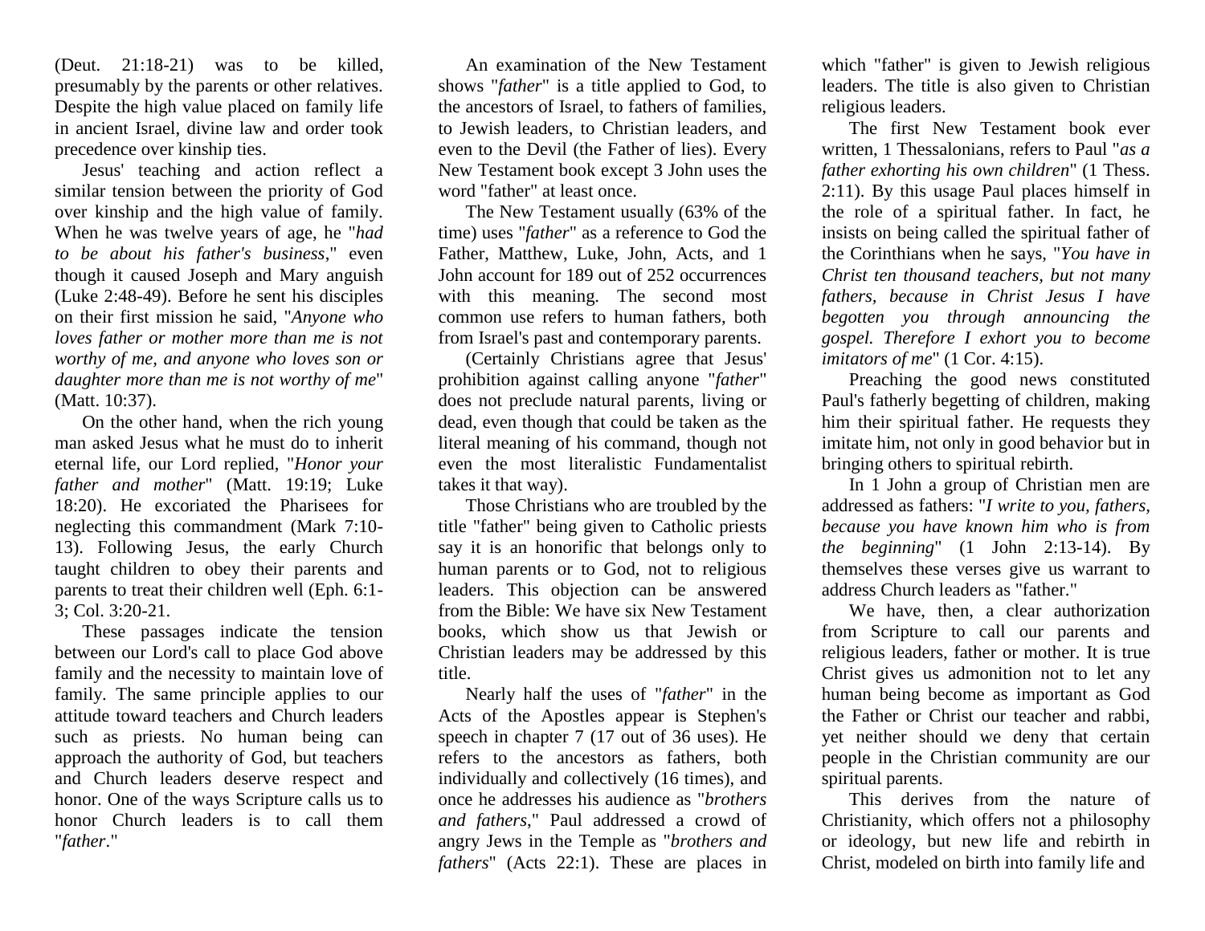(Deut. 21:18-21) was to be killed, presumably by the parents or other relatives. Despite the high value placed on family life in ancient Israel, divine law and order took precedence over kinship ties.

Jesus' teaching and action reflect a similar tension between the priority of God over kinship and the high value of family. When he was twelve years of age, he "*had to be about his father's business*," even though it caused Joseph and Mary anguish (Luke 2:48-49). Before he sent his disciples on their first mission he said, "*Anyone who loves father or mother more than me is not worthy of me, and anyone who loves son or daughter more than me is not worthy of me*" (Matt. 10:37).

On the other hand, when the rich young man asked Jesus what he must do to inherit eternal life, our Lord replied, "*Honor your father and mother*" (Matt. 19:19; Luke 18:20). He excoriated the Pharisees for neglecting this commandment (Mark 7:10-13). Following Jesus, the early Church taught children to obey their parents and parents to treat their children well (Eph. 6:1-3; Col. 3:20-21.

These passages indicate the tension between our Lord's call to place God above family and the necessity to maintain love of family. The same principle applies to our attitude toward teachers and Church leaders such as priests. No human being can approach the authority of God, but teachers and Church leaders deserve respect and honor. One of the ways Scripture calls us to honor Church leaders is to call them "*father*."

An examination of the New Testament shows "*father*" is a title applied to God, to the ancestors of Israel, to fathers of families, to Jewish leaders, to Christian leaders, and even to the Devil (the Father of lies). Every New Testament book except 3 John uses the word "father" at least once.

The New Testament usually (63% of the time) uses "*father*" as a reference to God the Father, Matthew, Luke, John, Acts, and 1 John account for 189 out of 252 occurrences with this meaning. The second most common use refers to human fathers, both from Israel's past and contemporary parents.

(Certainly Christians agree that Jesus' prohibition against calling anyone "*father*" does not preclude natural parents, living or dead, even though that could be taken as the literal meaning of his command, though not even the most literalistic Fundamentalist takes it that way).

Those Christians who are troubled by the title "father" being given to Catholic priests say it is an honorific that belongs only to human parents or to God, not to religious leaders. This objection can be answered from the Bible: We have six New Testament books, which show us that Jewish or Christian leaders may be addressed by this title.

Nearly half the uses of "*father*" in the Acts of the Apostles appear is Stephen's speech in chapter 7 (17 out of 36 uses). He refers to the ancestors as fathers, both individually and collectively (16 times), and once he addresses his audience as "*brothers and fathers*," Paul addressed a crowd of angry Jews in the Temple as "*brothers and fathers*" (Acts 22:1). These are places in which "father" is given to Jewish religious leaders. The title is also given to Christian religious leaders.

The first New Testament book ever written, 1 Thessalonians, refers to Paul "*as a father exhorting his own children*" (1 Thess. 2:11). By this usage Paul places himself in the role of a spiritual father. In fact, he insists on being called the spiritual father of the Corinthians when he says, "*You have in Christ ten thousand teachers, but not many fathers, because in Christ Jesus I have begotten you through announcing the gospel. Therefore I exhort you to become imitators of me*" (1 Cor. 4:15).

Preaching the good news constituted Paul's fatherly begetting of children, making him their spiritual father. He requests they imitate him, not only in good behavior but in bringing others to spiritual rebirth.

In 1 John a group of Christian men are addressed as fathers: "*I write to you, fathers, because you have known him who is from the beginning*" (1 John 2:13-14). By themselves these verses give us warrant to address Church leaders as "father."

We have, then, a clear authorization from Scripture to call our parents and religious leaders, father or mother. It is true Christ gives us admonition not to let any human being become as important as God the Father or Christ our teacher and rabbi, yet neither should we deny that certain people in the Christian community are our spiritual parents.

This derives from the nature of Christianity, which offers not a philosophy or ideology, but new life and rebirth in Christ, modeled on birth into family life and